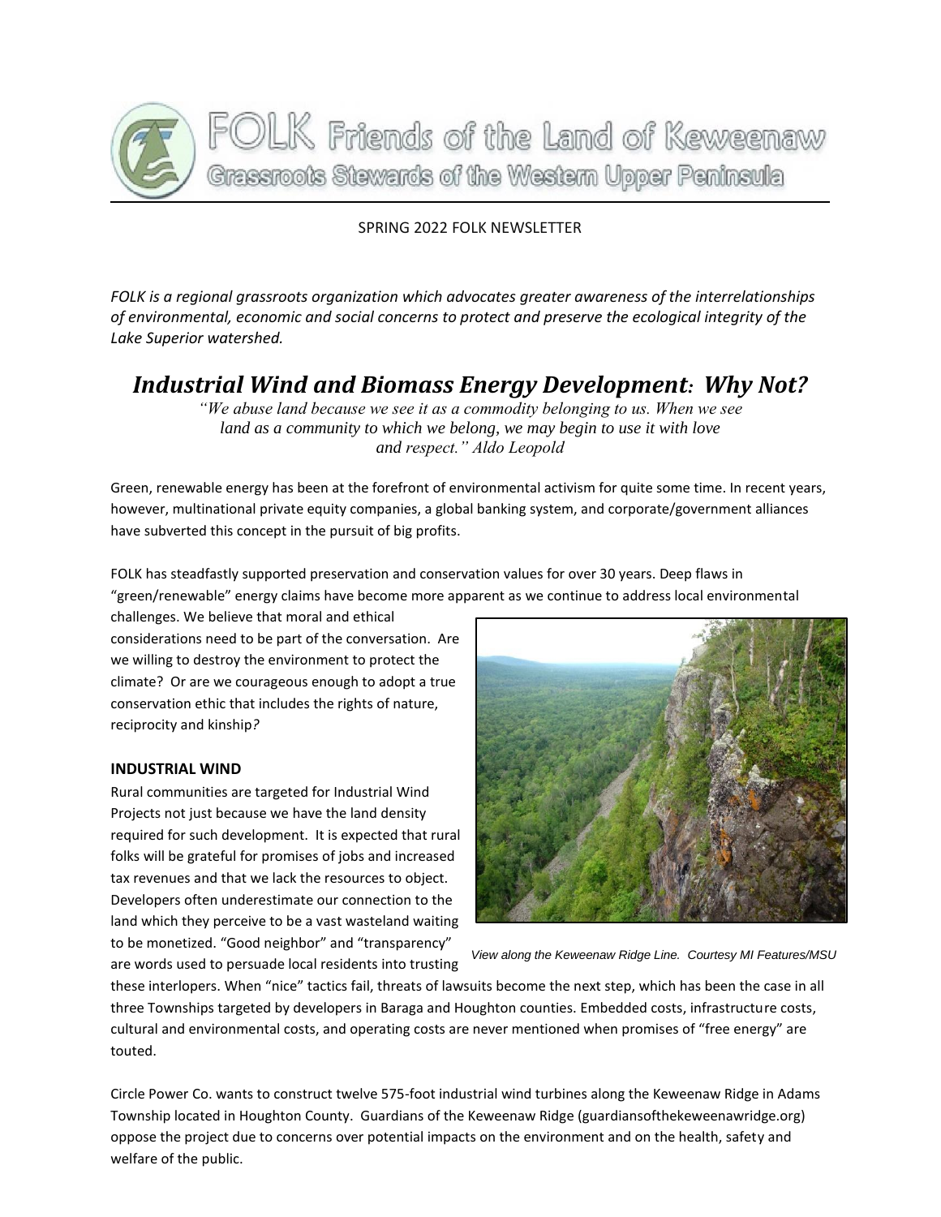# FOLK Friends of the Land of Keweenaw

Grassroots Stewards of the Western Upper Peninsula

SPRING 2022 FOLK NEWSLETTER

*FOLK is a regional grassroots organization which advocates greater awareness of the interrelationships of environmental, economic and social concerns to protect and preserve the ecological integrity of the Lake Superior watershed.*

## *Industrial Wind and Biomass Energy Development: Why Not?*

*"We abuse land because we see it as a commodity belonging to us. When we see land as a community to which we belong, we may begin to use it with love and respect." Aldo Leopold*

Green, renewable energy has been at the forefront of environmental activism for quite some time. In recent years, however, multinational private equity companies, a global banking system, and corporate/government alliances have subverted this concept in the pursuit of big profits.

FOLK has steadfastly supported preservation and conservation values for over 30 years. Deep flaws in "green/renewable" energy claims have become more apparent as we continue to address local environmental challenges. We believe that moral and ethical considerations need to be part of the conversation. Are we willing to destroy the environment to protect the climate? Or are we courageous enough to adopt a true conservation ethic that includes the rights of nature, reciprocity and kinship?

*View along the Keweenaw Ridge Line. Courtesy MI Features/MSU*

### INDUSTRIAL WIND

Rural communities are targeted for Industrial Wind Projects not just because we have the land density required for such development. It is expected that rural folks will be grateful for promises of jobs and increased tax revenues and that we lack the resources to object. Developers often underestimate our connection to the land which they perceive to be a vast wasteland waiting to be monetized. "Good neighbor" and "transparency" are words used to persuade local residents into trusting these interlopers. When "nice" tactics fail, threats of lawsuits become the next step, which has been the case in all three Townships targeted by developers in Baraga and Houghton counties. Embedded costs, infrastructure costs, cultural and environmental costs, and operating costs are never mentioned when promises of "free energy" are touted.

Circle Power Co. wants to construct twelve 575-foot industrial wind turbines along the Keweenaw Ridge in Adams Township located in Houghton County. Guardians of the Keweenaw Ridge (guardiansofthekeweenawridge.org) oppose the project due to concerns over potential impacts on the environment and on the health, safety and welfare of the public.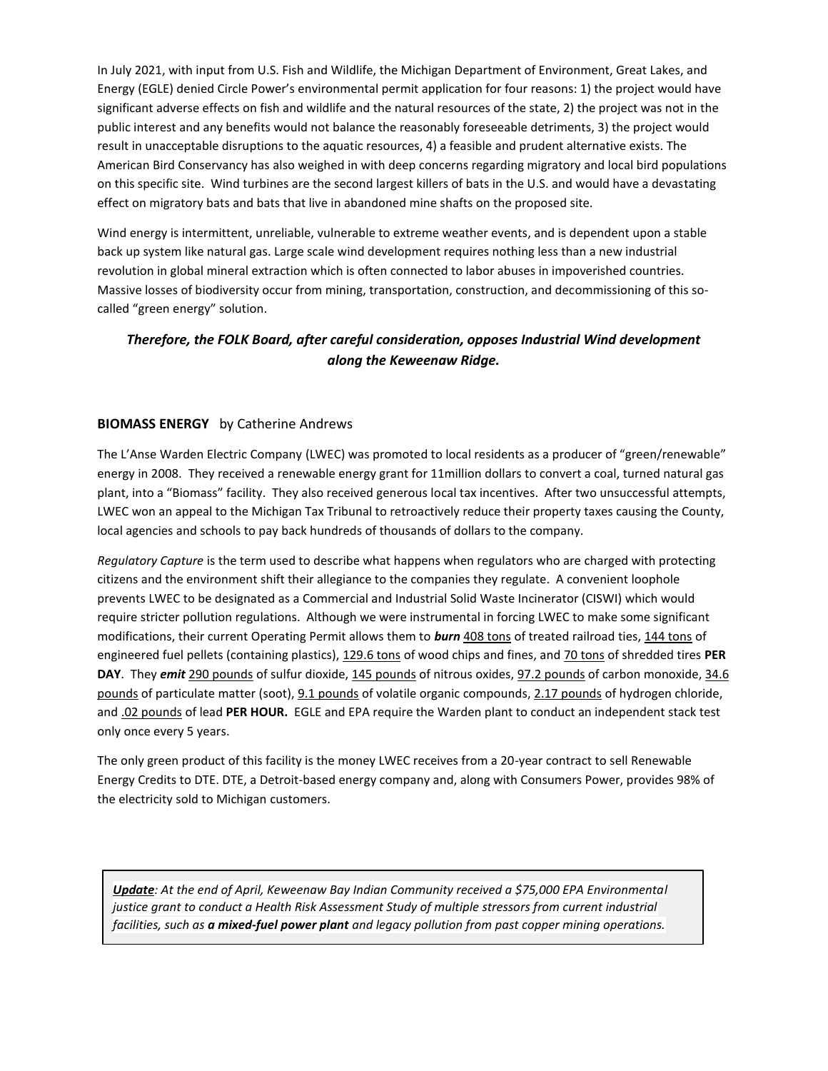In July 2021, with input from U.S. Fish and Wildlife, the Michigan Department of Environment, Great Lakes, and Energy (EGLE) denied Circle Power's environmental permit application for four reasons: 1) the project would have significant adverse effects on fish and wildlife and the natural resources of the state, 2) the project was not in the public interest and any benefits would not balance the reasonably foreseeable detriments, 3) the project would result in unacceptable disruptions to the aquatic resources, 4) a feasible and prudent alternative exists. The American Bird Conservancy has also weighed in with deep concerns regarding migratory and local bird populations on this specific site. Wind turbines are the second largest killers of bats in the U.S. and would have a devastating effect on migratory bats and bats that live in abandoned mine shafts on the proposed site.

Wind energy is intermittent, unreliable, vulnerable to extreme weather events, and is dependent upon a stable back up system like natural gas. Large scale wind development requires nothing less than a new industrial revolution in global mineral extraction which is often connected to labor abuses in impoverished countries. Massive losses of biodiversity occur from mining, transportation, construction, and decommissioning of this so-called "green energy" solution.

***Therefore, the FOLK Board, after careful consideration, opposes Industrial Wind development along the Keweenaw Ridge.***

**BIOMASS ENERGY** by Catherine Andrews

The L'Anse Warden Electric Company (LWEC) was promoted to local residents as a producer of "green/renewable" energy in 2008. They received a renewable energy grant for 11million dollars to convert a coal, turned natural gas plant, into a "Biomass" facility. They also received generous local tax incentives. After two unsuccessful attempts, LWEC won an appeal to the Michigan Tax Tribunal to retroactively reduce their property taxes causing the County, local agencies and schools to pay back hundreds of thousands of dollars to the company.

*Regulatory Capture* is the term used to describe what happens when regulators who are charged with protecting citizens and the environment shift their allegiance to the companies they regulate. A convenient loophole prevents LWEC to be designated as a Commercial and Industrial Solid Waste Incinerator (CISWI) which would require stricter pollution regulations. Although we were instrumental in forcing LWEC to make some significant modifications, their current Operating Permit allows them to ***burn*** 408 tons of treated railroad ties, 144 tons of engineered fuel pellets (containing plastics), 129.6 tons of wood chips and fines, and 70 tons of shredded tires **PER DAY**. They ***emit*** 290 pounds of sulfur dioxide, 145 pounds of nitrous oxides, 97.2 pounds of carbon monoxide, 34.6 pounds of particulate matter (soot), 9.1 pounds of volatile organic compounds, 2.17 pounds of hydrogen chloride, and .02 pounds of lead **PER HOUR.** EGLE and EPA require the Warden plant to conduct an independent stack test only once every 5 years.

The only green product of this facility is the money LWEC receives from a 20-year contract to sell Renewable Energy Credits to DTE. DTE, a Detroit-based energy company and, along with Consumers Power, provides 98% of the electricity sold to Michigan customers.

> ***Update****: At the end of April, Keweenaw Bay Indian Community received a $75,000 EPA Environmental justice grant to conduct a Health Risk Assessment Study of multiple stressors from current industrial facilities, such as* ***a mixed-fuel power plant*** *and legacy pollution from past copper mining operations.*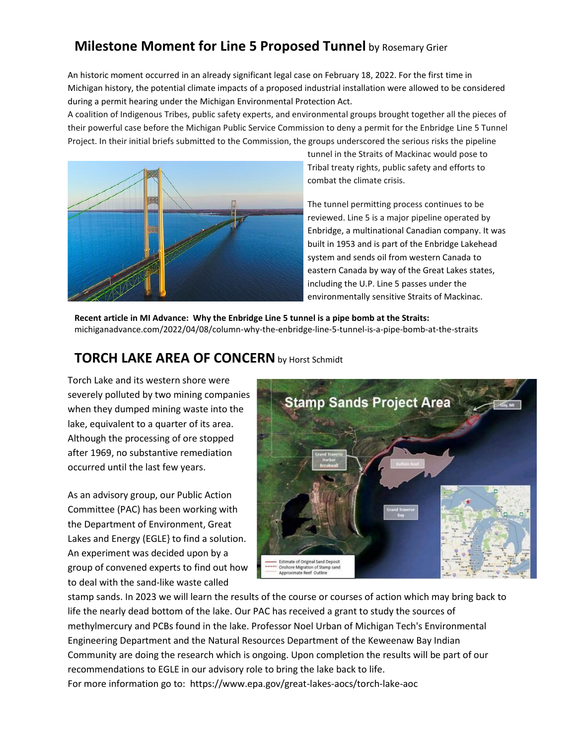## **Milestone Moment for Line 5 Proposed Tunnel** by Rosemary Grier

An historic moment occurred in an already significant legal case on February 18, 2022. For the first time in Michigan history, the potential climate impacts of a proposed industrial installation were allowed to be considered during a permit hearing under the Michigan Environmental Protection Act.

A coalition of Indigenous Tribes, public safety experts, and environmental groups brought together all the pieces of their powerful case before the Michigan Public Service Commission to deny a permit for the Enbridge Line 5 Tunnel Project. In their initial briefs submitted to the Commission, the groups underscored the serious risks the pipeline tunnel in the Straits of Mackinac would pose to Tribal treaty rights, public safety and efforts to combat the climate crisis.

The tunnel permitting process continues to be reviewed. Line 5 is a major pipeline operated by Enbridge, a multinational Canadian company. It was built in 1953 and is part of the Enbridge Lakehead system and sends oil from western Canada to eastern Canada by way of the Great Lakes states, including the U.P. Line 5 passes under the environmentally sensitive Straits of Mackinac.

**Recent article in MI Advance: Why the Enbridge Line 5 tunnel is a pipe bomb at the Straits:**
michiganadvance.com/2022/04/08/column-why-the-enbridge-line-5-tunnel-is-a-pipe-bomb-at-the-straits

## **TORCH LAKE AREA OF CONCERN** by Horst Schmidt

Torch Lake and its western shore were severely polluted by two mining companies when they dumped mining waste into the lake, equivalent to a quarter of its area. Although the processing of ore stopped after 1969, no substantive remediation occurred until the last few years.

As an advisory group, our Public Action Committee (PAC) has been working with the Department of Environment, Great Lakes and Energy (EGLE} to find a solution. An experiment was decided upon by a group of convened experts to find out how to deal with the sand-like waste called stamp sands. In 2023 we will learn the results of the course or courses of action which may bring back to life the nearly dead bottom of the lake. Our PAC has received a grant to study the sources of methylmercury and PCBs found in the lake. Professor Noel Urban of Michigan Tech's Environmental Engineering Department and the Natural Resources Department of the Keweenaw Bay Indian Community are doing the research which is ongoing. Upon completion the results will be part of our recommendations to EGLE in our advisory role to bring the lake back to life.

For more information go to: https://www.epa.gov/great-lakes-aocs/torch-lake-aoc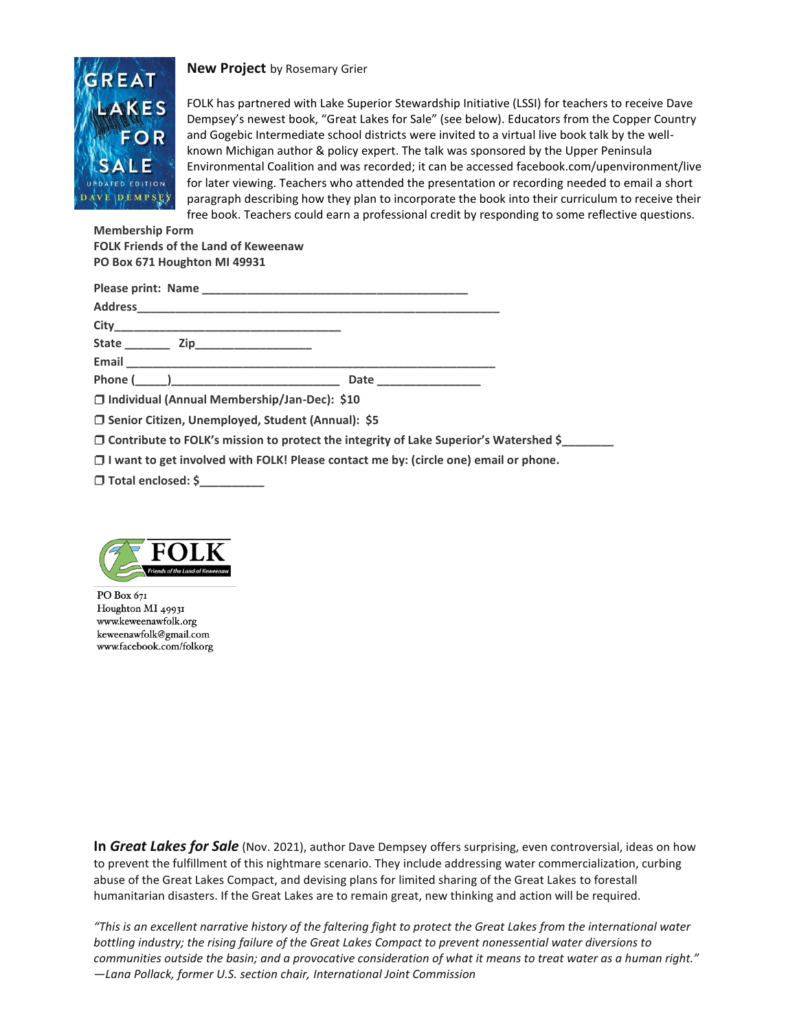**New Project** by Rosemary Grier

FOLK has partnered with Lake Superior Stewardship Initiative (LSSI) for teachers to receive Dave Dempsey's newest book, "Great Lakes for Sale" (see below). Educators from the Copper Country and Gogebic Intermediate school districts were invited to a virtual live book talk by the well-known Michigan author & policy expert. The talk was sponsored by the Upper Peninsula Environmental Coalition and was recorded; it can be accessed facebook.com/upenvironment/live for later viewing. Teachers who attended the presentation or recording needed to email a short paragraph describing how they plan to incorporate the book into their curriculum to receive their free book. Teachers could earn a professional credit by responding to some reflective questions.

**Membership Form**
**FOLK Friends of the Land of Keweenaw**
**PO Box 671 Houghton MI 49931**

**Please print: Name** ________________________________________

**Address**_______________________________________________________

**City**__________________________________

**State** _______ **Zip**_________________

**Email** _______________________________________________________

**Phone** (_____)__________________________ **Date** ________________

❒ **Individual (Annual Membership/Jan-Dec): $10**

❒ **Senior Citizen, Unemployed, Student (Annual): $5**

❒ **Contribute to FOLK's mission to protect the integrity of Lake Superior's Watershed $________**

❒ **I want to get involved with FOLK! Please contact me by: (circle one) email or phone.**

❒ **Total enclosed: $__________**

FOLK
Friends of the Land of Keweenaw

PO Box 671
Houghton MI 49931
www.keweenawfolk.org
keweenawfolk@gmail.com
www.facebook.com/folkorg

**In *Great Lakes for Sale*** (Nov. 2021), author Dave Dempsey offers surprising, even controversial, ideas on how to prevent the fulfillment of this nightmare scenario. They include addressing water commercialization, curbing abuse of the Great Lakes Compact, and devising plans for limited sharing of the Great Lakes to forestall humanitarian disasters. If the Great Lakes are to remain great, new thinking and action will be required.

*"This is an excellent narrative history of the faltering fight to protect the Great Lakes from the international water bottling industry; the rising failure of the Great Lakes Compact to prevent nonessential water diversions to communities outside the basin; and a provocative consideration of what it means to treat water as a human right." —Lana Pollack, former U.S. section chair, International Joint Commission*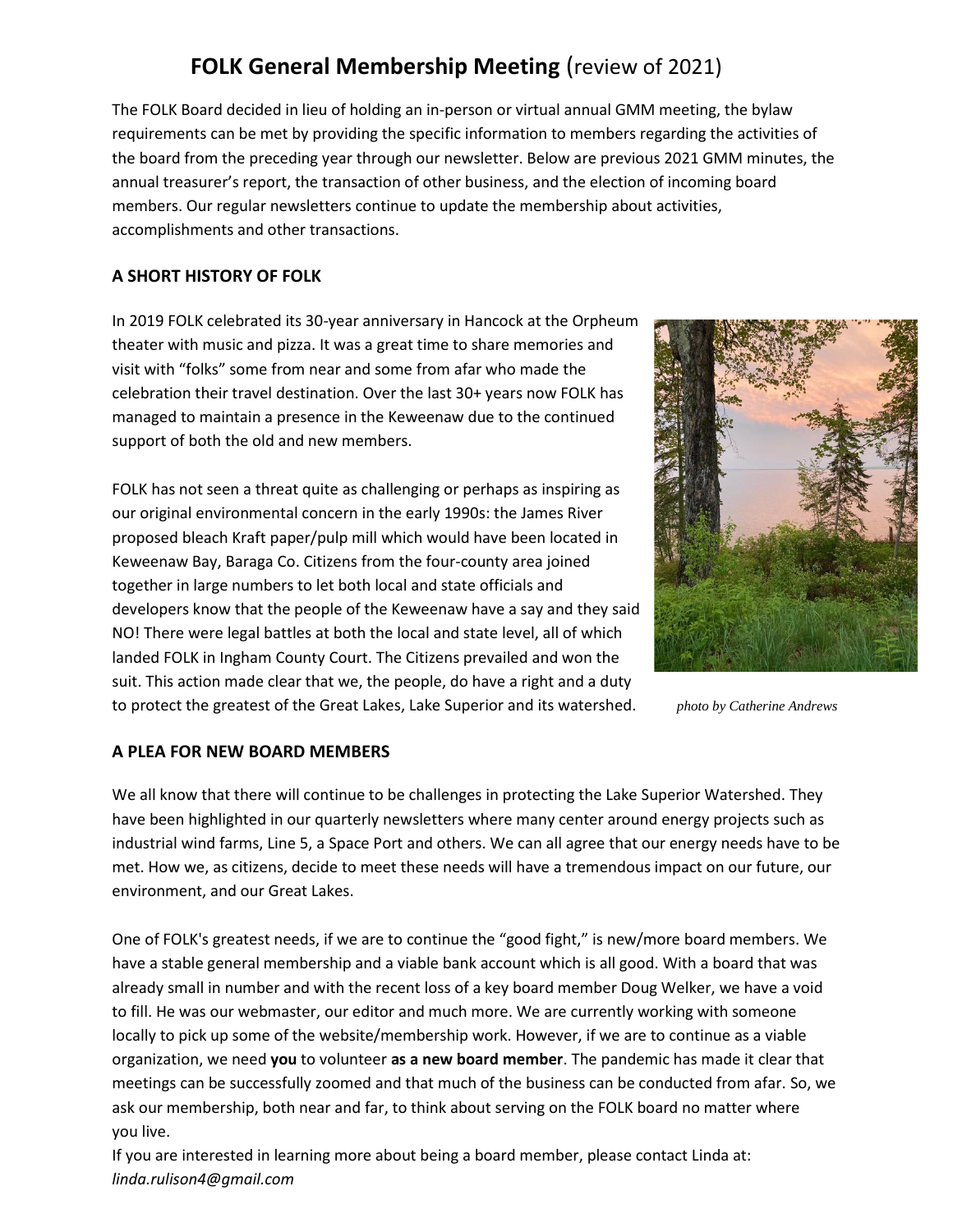# **FOLK General Membership Meeting** (review of 2021)

The FOLK Board decided in lieu of holding an in-person or virtual annual GMM meeting, the bylaw requirements can be met by providing the specific information to members regarding the activities of the board from the preceding year through our newsletter. Below are previous 2021 GMM minutes, the annual treasurer's report, the transaction of other business, and the election of incoming board members. Our regular newsletters continue to update the membership about activities, accomplishments and other transactions.

## **A SHORT HISTORY OF FOLK**

In 2019 FOLK celebrated its 30-year anniversary in Hancock at the Orpheum theater with music and pizza. It was a great time to share memories and visit with "folks" some from near and some from afar who made the celebration their travel destination. Over the last 30+ years now FOLK has managed to maintain a presence in the Keweenaw due to the continued support of both the old and new members.

FOLK has not seen a threat quite as challenging or perhaps as inspiring as our original environmental concern in the early 1990s: the James River proposed bleach Kraft paper/pulp mill which would have been located in Keweenaw Bay, Baraga Co. Citizens from the four-county area joined together in large numbers to let both local and state officials and developers know that the people of the Keweenaw have a say and they said NO! There were legal battles at both the local and state level, all of which landed FOLK in Ingham County Court. The Citizens prevailed and won the suit. This action made clear that we, the people, do have a right and a duty to protect the greatest of the Great Lakes, Lake Superior and its watershed.

*photo by Catherine Andrews*

## **A PLEA FOR NEW BOARD MEMBERS**

We all know that there will continue to be challenges in protecting the Lake Superior Watershed. They have been highlighted in our quarterly newsletters where many center around energy projects such as industrial wind farms, Line 5, a Space Port and others. We can all agree that our energy needs have to be met. How we, as citizens, decide to meet these needs will have a tremendous impact on our future, our environment, and our Great Lakes.

One of FOLK's greatest needs, if we are to continue the "good fight," is new/more board members. We have a stable general membership and a viable bank account which is all good. With a board that was already small in number and with the recent loss of a key board member Doug Welker, we have a void to fill. He was our webmaster, our editor and much more. We are currently working with someone locally to pick up some of the website/membership work. However, if we are to continue as a viable organization, we need **you** to volunteer **as a new board member**. The pandemic has made it clear that meetings can be successfully zoomed and that much of the business can be conducted from afar. So, we ask our membership, both near and far, to think about serving on the FOLK board no matter where you live.

If you are interested in learning more about being a board member, please contact Linda at: *linda.rulison4@gmail.com*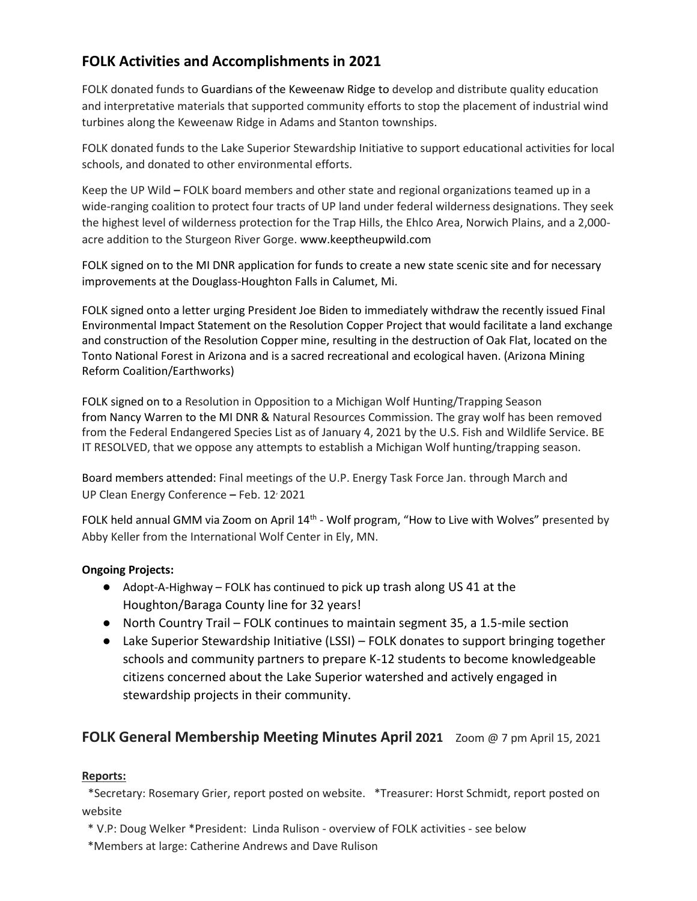## FOLK Activities and Accomplishments in 2021

FOLK donated funds to Guardians of the Keweenaw Ridge to develop and distribute quality education and interpretative materials that supported community efforts to stop the placement of industrial wind turbines along the Keweenaw Ridge in Adams and Stanton townships.

FOLK donated funds to the Lake Superior Stewardship Initiative to support educational activities for local schools, and donated to other environmental efforts.

Keep the UP Wild – FOLK board members and other state and regional organizations teamed up in a wide-ranging coalition to protect four tracts of UP land under federal wilderness designations. They seek the highest level of wilderness protection for the Trap Hills, the Ehlco Area, Norwich Plains, and a 2,000-acre addition to the Sturgeon River Gorge. www.keeptheupwild.com

FOLK signed on to the MI DNR application for funds to create a new state scenic site and for necessary improvements at the Douglass-Houghton Falls in Calumet, Mi.

FOLK signed onto a letter urging President Joe Biden to immediately withdraw the recently issued Final Environmental Impact Statement on the Resolution Copper Project that would facilitate a land exchange and construction of the Resolution Copper mine, resulting in the destruction of Oak Flat, located on the Tonto National Forest in Arizona and is a sacred recreational and ecological haven. (Arizona Mining Reform Coalition/Earthworks)

FOLK signed on to a Resolution in Opposition to a Michigan Wolf Hunting/Trapping Season from Nancy Warren to the MI DNR & Natural Resources Commission. The gray wolf has been removed from the Federal Endangered Species List as of January 4, 2021 by the U.S. Fish and Wildlife Service. BE IT RESOLVED, that we oppose any attempts to establish a Michigan Wolf hunting/trapping season.

Board members attended: Final meetings of the U.P. Energy Task Force Jan. through March and UP Clean Energy Conference – Feb. 12, 2021

FOLK held annual GMM via Zoom on April 14th - Wolf program, "How to Live with Wolves" presented by Abby Keller from the International Wolf Center in Ely, MN.

**Ongoing Projects:**

- Adopt-A-Highway – FOLK has continued to pick up trash along US 41 at the Houghton/Baraga County line for 32 years!
- North Country Trail – FOLK continues to maintain segment 35, a 1.5-mile section
- Lake Superior Stewardship Initiative (LSSI) – FOLK donates to support bringing together schools and community partners to prepare K-12 students to become knowledgeable citizens concerned about the Lake Superior watershed and actively engaged in stewardship projects in their community.

## FOLK General Membership Meeting Minutes April 2021 Zoom @ 7 pm April 15, 2021

**Reports:**

*Secretary: Rosemary Grier, report posted on website. *Treasurer: Horst Schmidt, report posted on website

* V.P: Doug Welker *President: Linda Rulison - overview of FOLK activities - see below

*Members at large: Catherine Andrews and Dave Rulison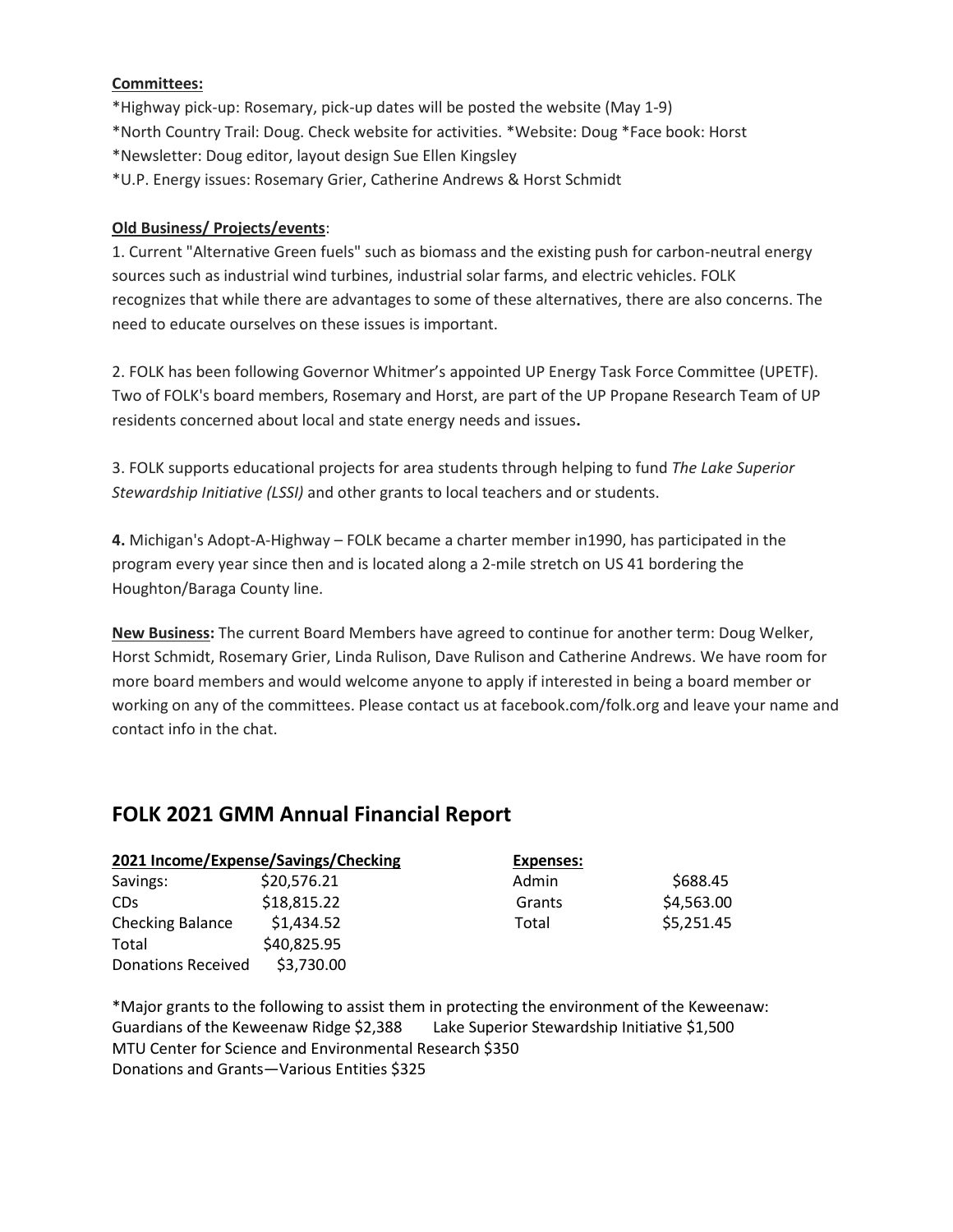**Committees:**

*Highway pick-up: Rosemary, pick-up dates will be posted the website (May 1-9)
*North Country Trail: Doug. Check website for activities. *Website: Doug *Face book: Horst
*Newsletter: Doug editor, layout design Sue Ellen Kingsley
*U.P. Energy issues: Rosemary Grier, Catherine Andrews & Horst Schmidt

**Old Business/ Projects/events**:

1. Current "Alternative Green fuels" such as biomass and the existing push for carbon-neutral energy sources such as industrial wind turbines, industrial solar farms, and electric vehicles. FOLK recognizes that while there are advantages to some of these alternatives, there are also concerns. The need to educate ourselves on these issues is important.

2. FOLK has been following Governor Whitmer's appointed UP Energy Task Force Committee (UPETF). Two of FOLK's board members, Rosemary and Horst, are part of the UP Propane Research Team of UP residents concerned about local and state energy needs and issues**.**

3. FOLK supports educational projects for area students through helping to fund *The Lake Superior Stewardship Initiative (LSSI)* and other grants to local teachers and or students.

**4.** Michigan's Adopt-A-Highway – FOLK became a charter member in1990, has participated in the program every year since then and is located along a 2-mile stretch on US 41 bordering the Houghton/Baraga County line.

**New Business:** The current Board Members have agreed to continue for another term: Doug Welker, Horst Schmidt, Rosemary Grier, Linda Rulison, Dave Rulison and Catherine Andrews. We have room for more board members and would welcome anyone to apply if interested in being a board member or working on any of the committees. Please contact us at facebook.com/folk.org and leave your name and contact info in the chat.

## FOLK 2021 GMM Annual Financial Report

| **2021 Income/Expense/Savings/Checking** | |
|---|---|
| Savings: | $20,576.21 |
| CDs | $18,815.22 |
| Checking Balance | $1,434.52 |
| Total | $40,825.95 |
| Donations Received | $3,730.00 |

| **Expenses:** | |
|---|---|
| Admin | $688.45 |
| Grants | $4,563.00 |
| Total | $5,251.45 |

*Major grants to the following to assist them in protecting the environment of the Keweenaw:
Guardians of the Keweenaw Ridge $2,388 Lake Superior Stewardship Initiative $1,500
MTU Center for Science and Environmental Research $350
Donations and Grants—Various Entities $325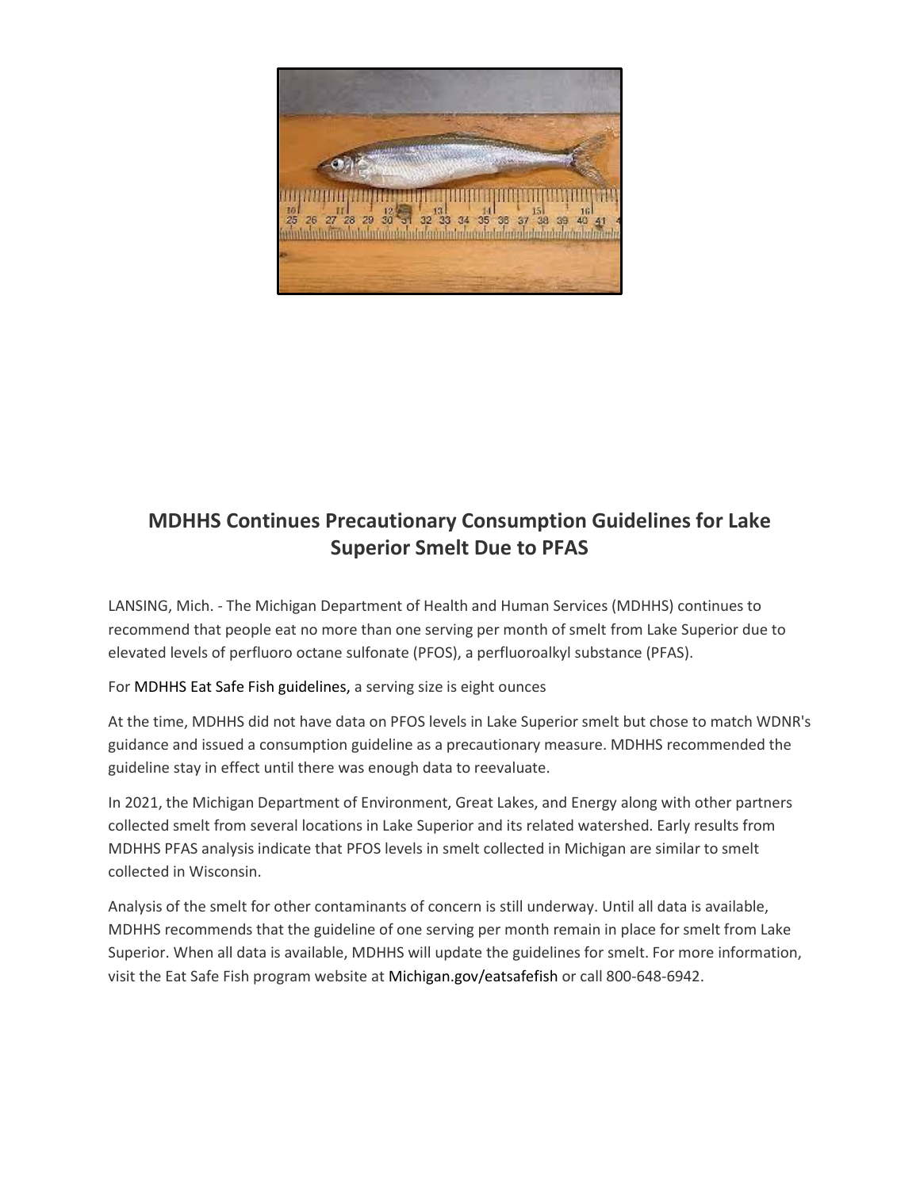## MDHHS Continues Precautionary Consumption Guidelines for Lake Superior Smelt Due to PFAS

LANSING, Mich. - The Michigan Department of Health and Human Services (MDHHS) continues to recommend that people eat no more than one serving per month of smelt from Lake Superior due to elevated levels of perfluoro octane sulfonate (PFOS), a perfluoroalkyl substance (PFAS).

For MDHHS Eat Safe Fish guidelines, a serving size is eight ounces

At the time, MDHHS did not have data on PFOS levels in Lake Superior smelt but chose to match WDNR's guidance and issued a consumption guideline as a precautionary measure. MDHHS recommended the guideline stay in effect until there was enough data to reevaluate.

In 2021, the Michigan Department of Environment, Great Lakes, and Energy along with other partners collected smelt from several locations in Lake Superior and its related watershed. Early results from MDHHS PFAS analysis indicate that PFOS levels in smelt collected in Michigan are similar to smelt collected in Wisconsin.

Analysis of the smelt for other contaminants of concern is still underway. Until all data is available, MDHHS recommends that the guideline of one serving per month remain in place for smelt from Lake Superior. When all data is available, MDHHS will update the guidelines for smelt. For more information, visit the Eat Safe Fish program website at Michigan.gov/eatsafefish or call 800-648-6942.